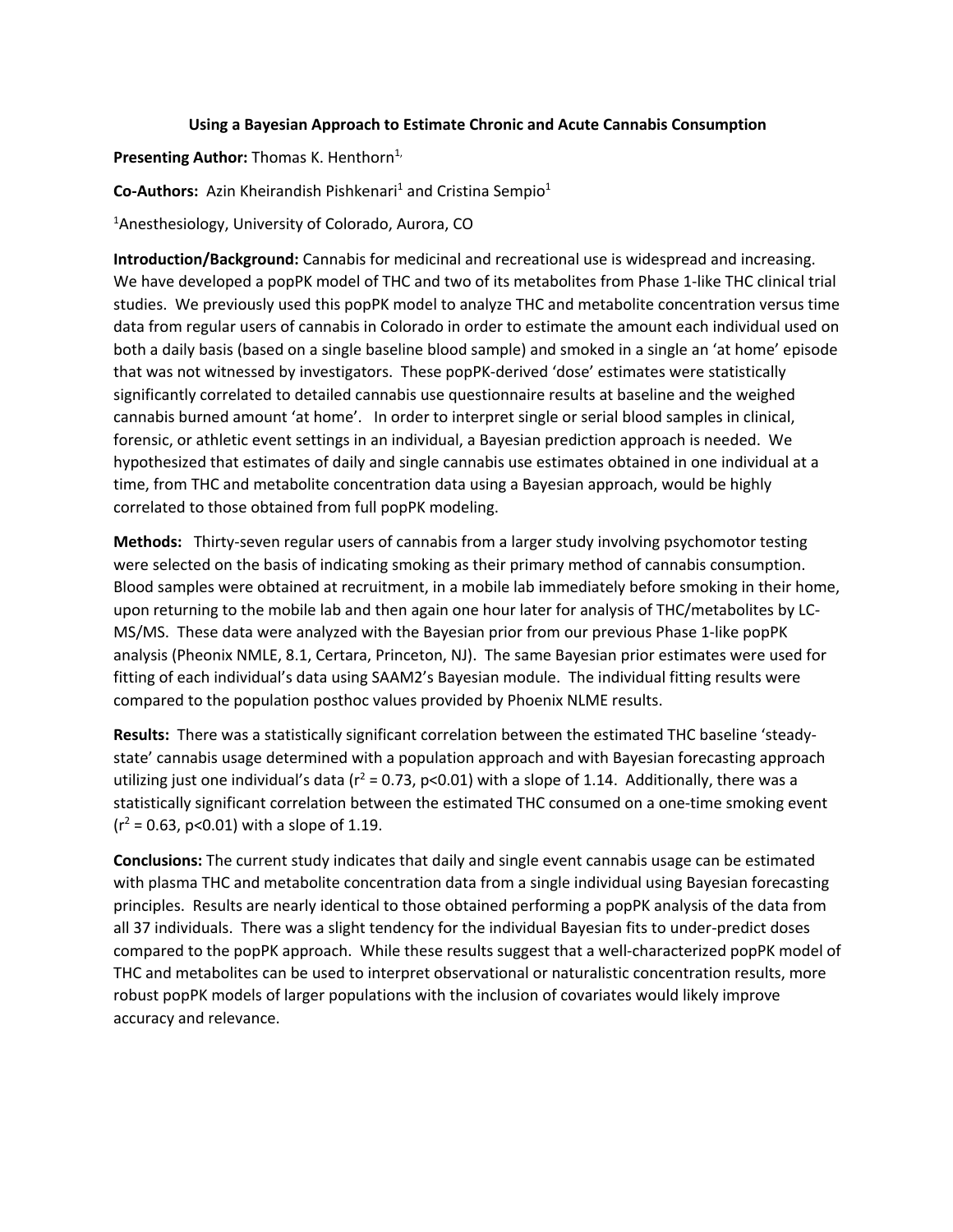# Using a Bayesian Approach to Estimate Chronic and Acute Cannabis Consumption

**Presenting Author:** Thomas K. Henthorn[1,]

**Co-Authors:** Azin Kheirandish Pishkenari[1] and Cristina Sempio[1]

[1]Anesthesiology, University of Colorado, Aurora, CO

**Introduction/Background:** Cannabis for medicinal and recreational use is widespread and increasing. We have developed a popPK model of THC and two of its metabolites from Phase 1-like THC clinical trial studies. We previously used this popPK model to analyze THC and metabolite concentration versus time data from regular users of cannabis in Colorado in order to estimate the amount each individual used on both a daily basis (based on a single baseline blood sample) and smoked in a single an 'at home' episode that was not witnessed by investigators. These popPK-derived 'dose' estimates were statistically significantly correlated to detailed cannabis use questionnaire results at baseline and the weighed cannabis burned amount 'at home'. In order to interpret single or serial blood samples in clinical, forensic, or athletic event settings in an individual, a Bayesian prediction approach is needed. We hypothesized that estimates of daily and single cannabis use estimates obtained in one individual at a time, from THC and metabolite concentration data using a Bayesian approach, would be highly correlated to those obtained from full popPK modeling.

**Methods:** Thirty-seven regular users of cannabis from a larger study involving psychomotor testing were selected on the basis of indicating smoking as their primary method of cannabis consumption. Blood samples were obtained at recruitment, in a mobile lab immediately before smoking in their home, upon returning to the mobile lab and then again one hour later for analysis of THC/metabolites by LC-MS/MS. These data were analyzed with the Bayesian prior from our previous Phase 1-like popPK analysis (Pheonix NMLE, 8.1, Certara, Princeton, NJ). The same Bayesian prior estimates were used for fitting of each individual's data using SAAM2's Bayesian module. The individual fitting results were compared to the population posthoc values provided by Phoenix NLME results.

**Results:** There was a statistically significant correlation between the estimated THC baseline 'steady-state' cannabis usage determined with a population approach and with Bayesian forecasting approach utilizing just one individual's data ($r^2 = 0.73$, $p<0.01$) with a slope of 1.14. Additionally, there was a statistically significant correlation between the estimated THC consumed on a one-time smoking event ($r^2 = 0.63$, $p<0.01$) with a slope of 1.19.

**Conclusions:** The current study indicates that daily and single event cannabis usage can be estimated with plasma THC and metabolite concentration data from a single individual using Bayesian forecasting principles. Results are nearly identical to those obtained performing a popPK analysis of the data from all 37 individuals. There was a slight tendency for the individual Bayesian fits to under-predict doses compared to the popPK approach. While these results suggest that a well-characterized popPK model of THC and metabolites can be used to interpret observational or naturalistic concentration results, more robust popPK models of larger populations with the inclusion of covariates would likely improve accuracy and relevance.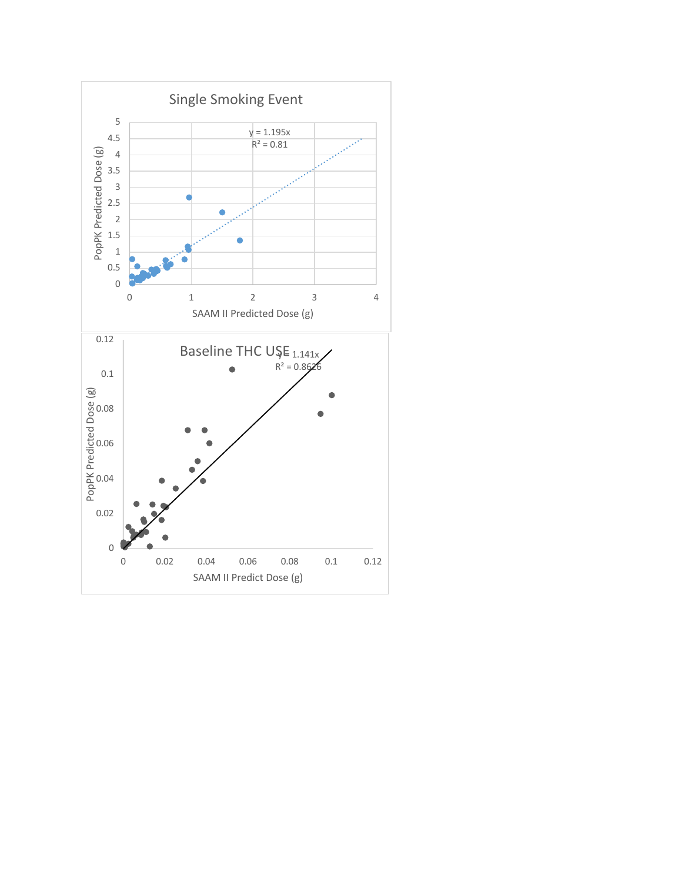Single Smoking Event

y = 1.195x
$R^2$ = 0.81

PopPK Predicted Dose (g)

5
4.5
4
3.5
3
2.5
2
1.5
1
0.5
0

0 1 2 3 4

SAAM II Predicted Dose (g)

Baseline THC USE

y = 1.141x
$R^2$ = 0.8626

PopPK Predicted Dose (g)

0.12
0.1
0.08
0.06
0.04
0.02
0

0 0.02 0.04 0.06 0.08 0.1 0.12

SAAM II Predict Dose (g)